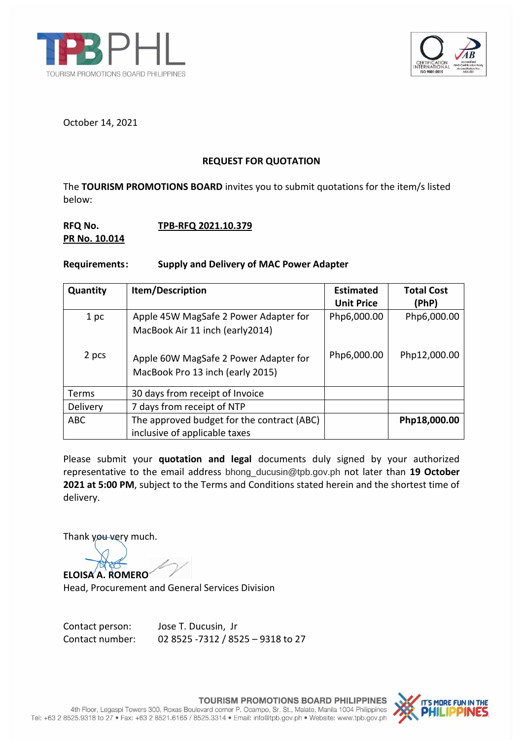October 14, 2021

## REQUEST FOR QUOTATION

The **TOURISM PROMOTIONS BOARD** invites you to submit quotations for the item/s listed below:

**RFQ No.** **TPB-RFQ 2021.10.379**
**PR No. 10.014**

**Requirements:** **Supply and Delivery of MAC Power Adapter**

| Quantity | Item/Description | Estimated Unit Price | Total Cost (PhP) |
|---|---|---|---|
| 1 pc | Apple 45W MagSafe 2 Power Adapter for MacBook Air 11 inch (early2014) | Php6,000.00 | Php6,000.00 |
| 2 pcs | Apple 60W MagSafe 2 Power Adapter for MacBook Pro 13 inch (early 2015) | Php6,000.00 | Php12,000.00 |
| Terms | 30 days from receipt of Invoice | | |
| Delivery | 7 days from receipt of NTP | | |
| ABC | The approved budget for the contract (ABC) inclusive of applicable taxes | | **Php18,000.00** |

Please submit your **quotation and legal** documents duly signed by your authorized representative to the email address bhong_ducusin@tpb.gov.ph not later than **19 October 2021 at 5:00 PM**, subject to the Terms and Conditions stated herein and the shortest time of delivery.

Thank you very much.

**ELOISA A. ROMERO**
Head, Procurement and General Services Division

Contact person: Jose T. Ducusin, Jr
Contact number: 02 8525 -7312 / 8525 – 9318 to 27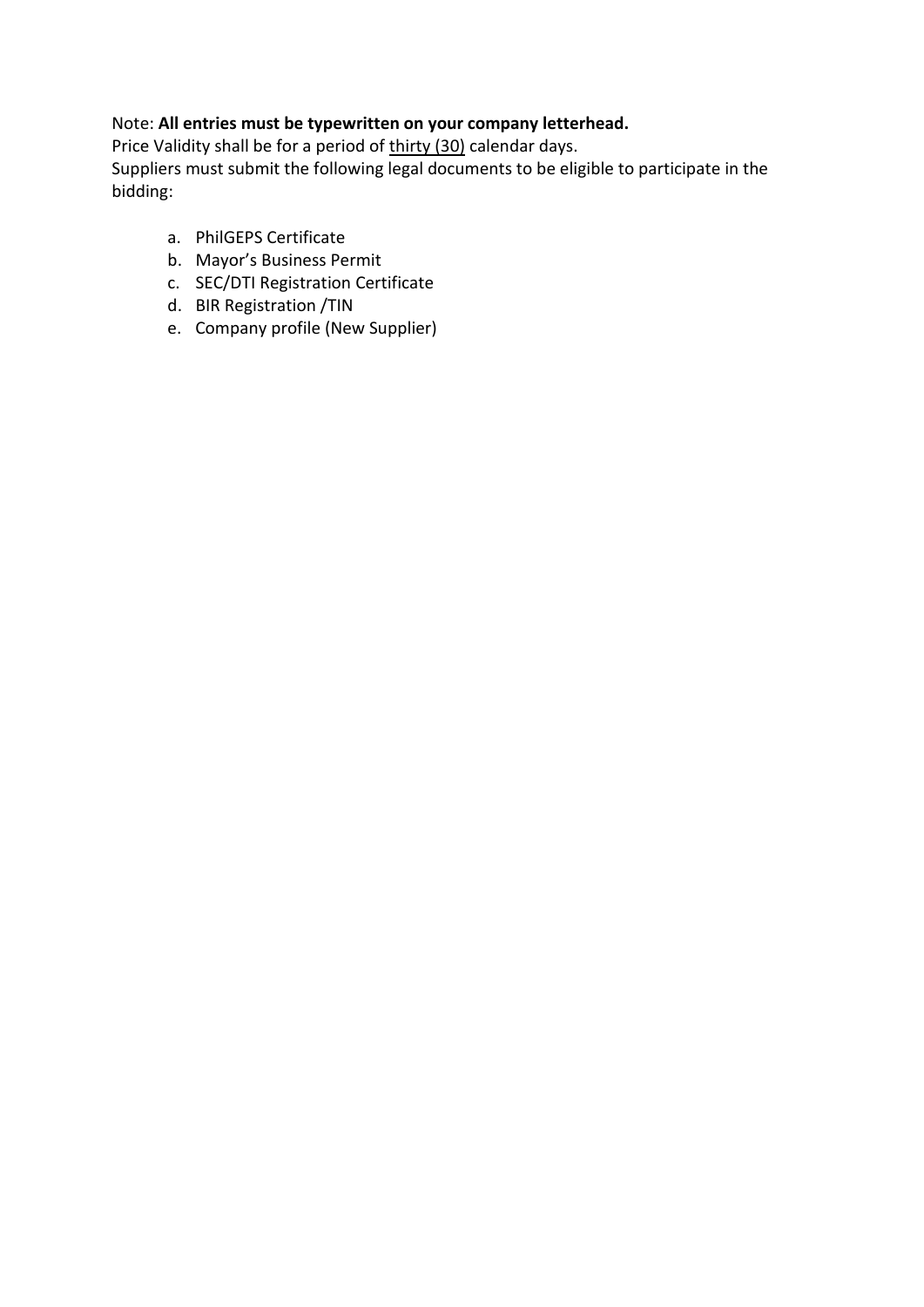Note: **All entries must be typewritten on your company letterhead.**
Price Validity shall be for a period of <u>thirty (30)</u> calendar days.
Suppliers must submit the following legal documents to be eligible to participate in the bidding:

a. PhilGEPS Certificate
b. Mayor's Business Permit
c. SEC/DTI Registration Certificate
d. BIR Registration /TIN
e. Company profile (New Supplier)